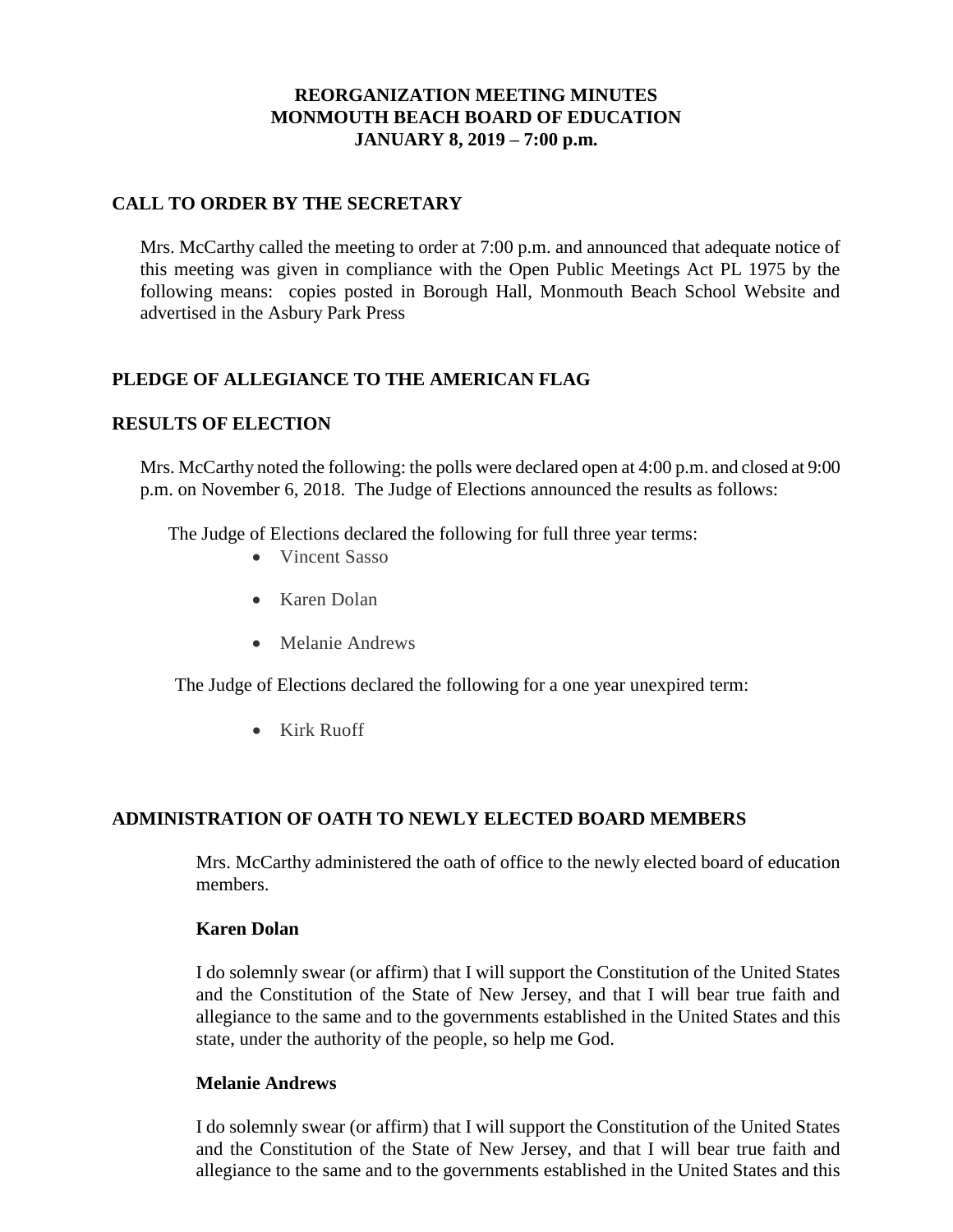# REORGANIZATION MEETING MINUTES
# MONMOUTH BEACH BOARD OF EDUCATION
# JANUARY 8, 2019 – 7:00 p.m.

## CALL TO ORDER BY THE SECRETARY

Mrs. McCarthy called the meeting to order at 7:00 p.m. and announced that adequate notice of this meeting was given in compliance with the Open Public Meetings Act PL 1975 by the following means: copies posted in Borough Hall, Monmouth Beach School Website and advertised in the Asbury Park Press

## PLEDGE OF ALLEGIANCE TO THE AMERICAN FLAG

## RESULTS OF ELECTION

Mrs. McCarthy noted the following: the polls were declared open at 4:00 p.m. and closed at 9:00 p.m. on November 6, 2018. The Judge of Elections announced the results as follows:

The Judge of Elections declared the following for full three year terms:

- Vincent Sasso
- Karen Dolan
- Melanie Andrews

The Judge of Elections declared the following for a one year unexpired term:

- Kirk Ruoff

## ADMINISTRATION OF OATH TO NEWLY ELECTED BOARD MEMBERS

Mrs. McCarthy administered the oath of office to the newly elected board of education members.

**Karen Dolan**

I do solemnly swear (or affirm) that I will support the Constitution of the United States and the Constitution of the State of New Jersey, and that I will bear true faith and allegiance to the same and to the governments established in the United States and this state, under the authority of the people, so help me God.

**Melanie Andrews**

I do solemnly swear (or affirm) that I will support the Constitution of the United States and the Constitution of the State of New Jersey, and that I will bear true faith and allegiance to the same and to the governments established in the United States and this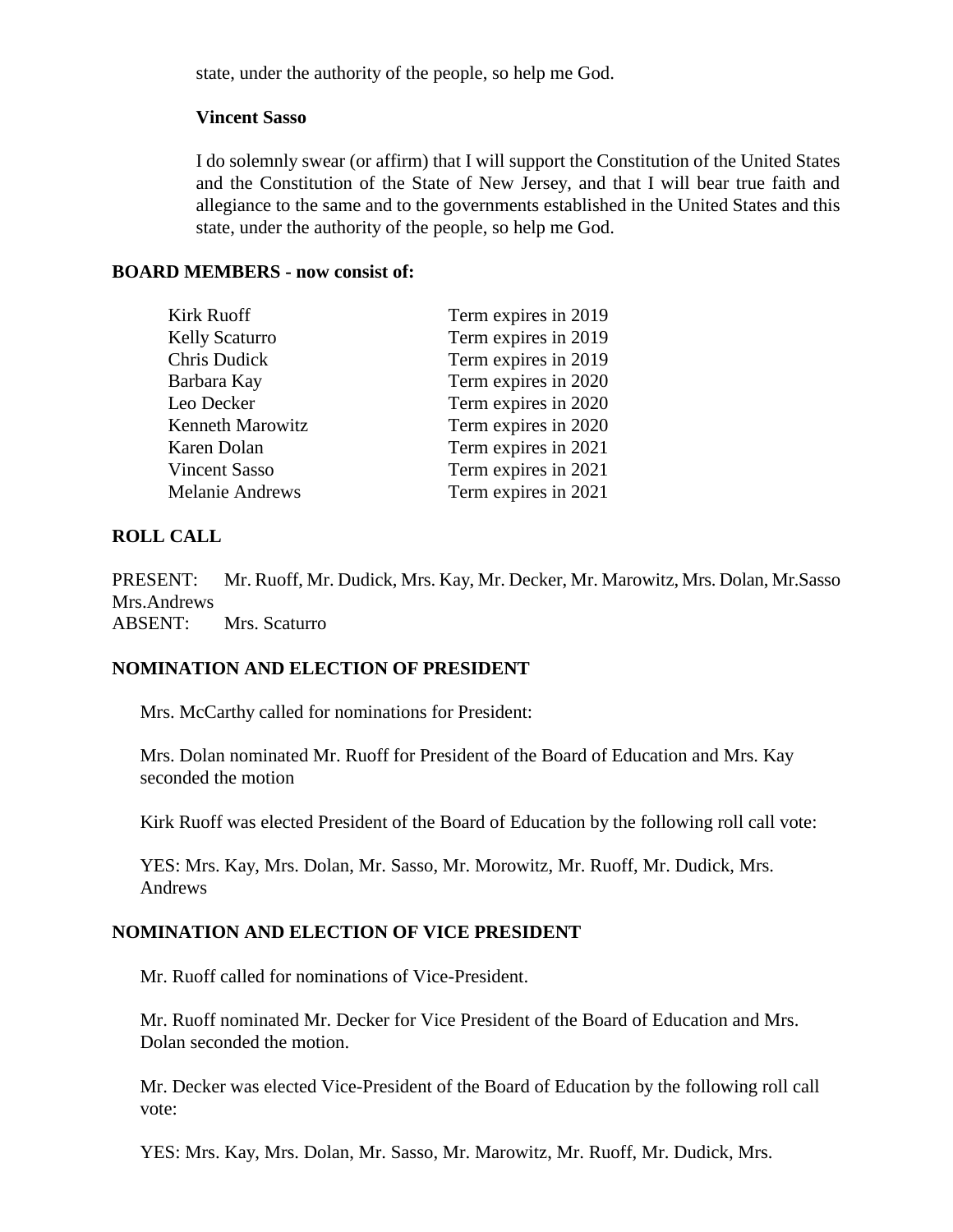state, under the authority of the people, so help me God.

**Vincent Sasso**

I do solemnly swear (or affirm) that I will support the Constitution of the United States and the Constitution of the State of New Jersey, and that I will bear true faith and allegiance to the same and to the governments established in the United States and this state, under the authority of the people, so help me God.

**BOARD MEMBERS - now consist of:**

| | |
|---|---|
| Kirk Ruoff | Term expires in 2019 |
| Kelly Scaturro | Term expires in 2019 |
| Chris Dudick | Term expires in 2019 |
| Barbara Kay | Term expires in 2020 |
| Leo Decker | Term expires in 2020 |
| Kenneth Marowitz | Term expires in 2020 |
| Karen Dolan | Term expires in 2021 |
| Vincent Sasso | Term expires in 2021 |
| Melanie Andrews | Term expires in 2021 |

**ROLL CALL**

PRESENT: Mr. Ruoff, Mr. Dudick, Mrs. Kay, Mr. Decker, Mr. Marowitz, Mrs. Dolan, Mr.Sasso Mrs.Andrews
ABSENT: Mrs. Scaturro

**NOMINATION AND ELECTION OF PRESIDENT**

Mrs. McCarthy called for nominations for President:

Mrs. Dolan nominated Mr. Ruoff for President of the Board of Education and Mrs. Kay seconded the motion

Kirk Ruoff was elected President of the Board of Education by the following roll call vote:

YES: Mrs. Kay, Mrs. Dolan, Mr. Sasso, Mr. Morowitz, Mr. Ruoff, Mr. Dudick, Mrs. Andrews

**NOMINATION AND ELECTION OF VICE PRESIDENT**

Mr. Ruoff called for nominations of Vice-President.

Mr. Ruoff nominated Mr. Decker for Vice President of the Board of Education and Mrs. Dolan seconded the motion.

Mr. Decker was elected Vice-President of the Board of Education by the following roll call vote:

YES: Mrs. Kay, Mrs. Dolan, Mr. Sasso, Mr. Marowitz, Mr. Ruoff, Mr. Dudick, Mrs.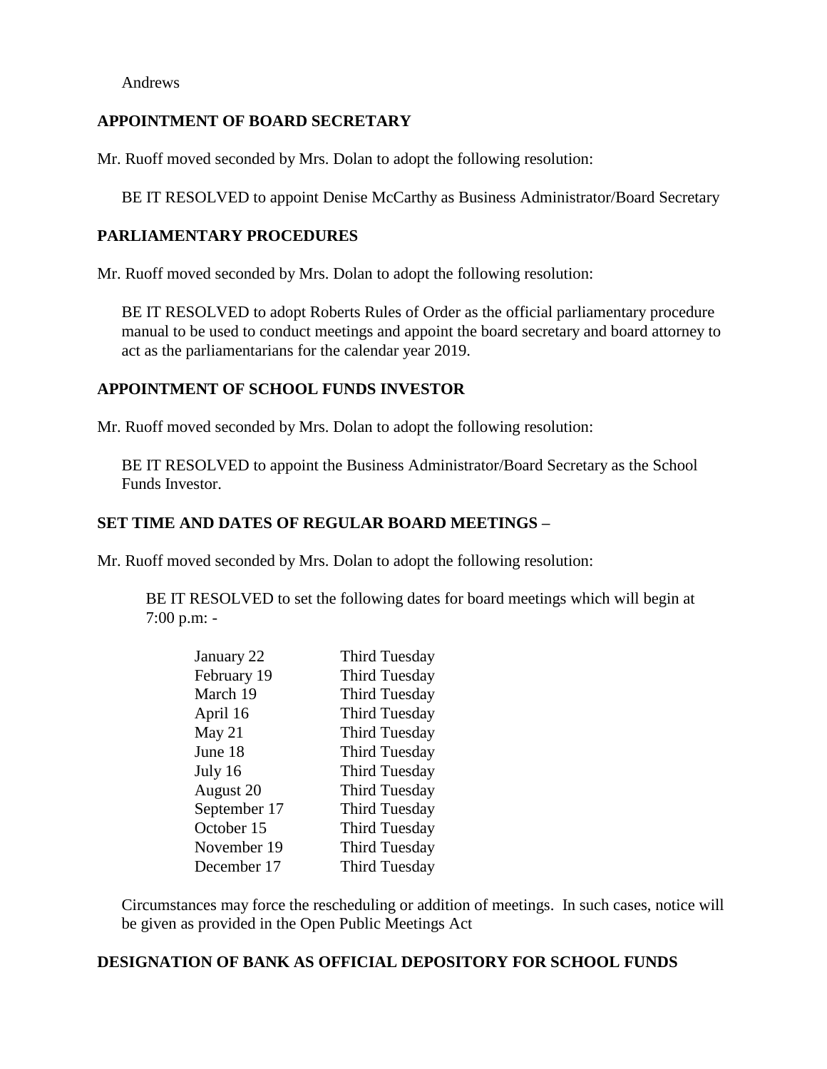Andrews

**APPOINTMENT OF BOARD SECRETARY**

Mr. Ruoff moved seconded by Mrs. Dolan to adopt the following resolution:

BE IT RESOLVED to appoint Denise McCarthy as Business Administrator/Board Secretary

**PARLIAMENTARY PROCEDURES**

Mr. Ruoff moved seconded by Mrs. Dolan to adopt the following resolution:

BE IT RESOLVED to adopt Roberts Rules of Order as the official parliamentary procedure manual to be used to conduct meetings and appoint the board secretary and board attorney to act as the parliamentarians for the calendar year 2019.

**APPOINTMENT OF SCHOOL FUNDS INVESTOR**

Mr. Ruoff moved seconded by Mrs. Dolan to adopt the following resolution:

BE IT RESOLVED to appoint the Business Administrator/Board Secretary as the School Funds Investor.

**SET TIME AND DATES OF REGULAR BOARD MEETINGS –**

Mr. Ruoff moved seconded by Mrs. Dolan to adopt the following resolution:

BE IT RESOLVED to set the following dates for board meetings which will begin at 7:00 p.m: -

| | |
|---|---|
| January 22 | Third Tuesday |
| February 19 | Third Tuesday |
| March 19 | Third Tuesday |
| April 16 | Third Tuesday |
| May 21 | Third Tuesday |
| June 18 | Third Tuesday |
| July 16 | Third Tuesday |
| August 20 | Third Tuesday |
| September 17 | Third Tuesday |
| October 15 | Third Tuesday |
| November 19 | Third Tuesday |
| December 17 | Third Tuesday |

Circumstances may force the rescheduling or addition of meetings. In such cases, notice will be given as provided in the Open Public Meetings Act

**DESIGNATION OF BANK AS OFFICIAL DEPOSITORY FOR SCHOOL FUNDS**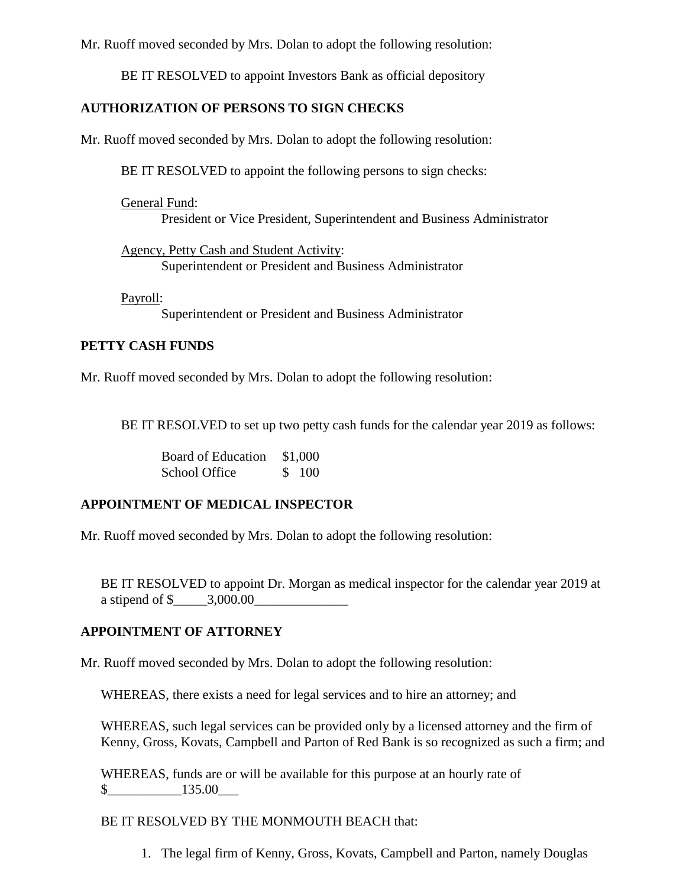Mr. Ruoff moved seconded by Mrs. Dolan to adopt the following resolution:

BE IT RESOLVED to appoint Investors Bank as official depository

**AUTHORIZATION OF PERSONS TO SIGN CHECKS**

Mr. Ruoff moved seconded by Mrs. Dolan to adopt the following resolution:

BE IT RESOLVED to appoint the following persons to sign checks:

General Fund:
President or Vice President, Superintendent and Business Administrator

Agency, Petty Cash and Student Activity:
Superintendent or President and Business Administrator

Payroll:
Superintendent or President and Business Administrator

**PETTY CASH FUNDS**

Mr. Ruoff moved seconded by Mrs. Dolan to adopt the following resolution:

BE IT RESOLVED to set up two petty cash funds for the calendar year 2019 as follows:

| | |
|---|---|
| Board of Education | $1,000 |
| School Office | $ 100 |

**APPOINTMENT OF MEDICAL INSPECTOR**

Mr. Ruoff moved seconded by Mrs. Dolan to adopt the following resolution:

BE IT RESOLVED to appoint Dr. Morgan as medical inspector for the calendar year 2019 at a stipend of $_____3,000.00______________

**APPOINTMENT OF ATTORNEY**

Mr. Ruoff moved seconded by Mrs. Dolan to adopt the following resolution:

WHEREAS, there exists a need for legal services and to hire an attorney; and

WHEREAS, such legal services can be provided only by a licensed attorney and the firm of Kenny, Gross, Kovats, Campbell and Parton of Red Bank is so recognized as such a firm; and

WHEREAS, funds are or will be available for this purpose at an hourly rate of $___________135.00___

BE IT RESOLVED BY THE MONMOUTH BEACH that:

1. The legal firm of Kenny, Gross, Kovats, Campbell and Parton, namely Douglas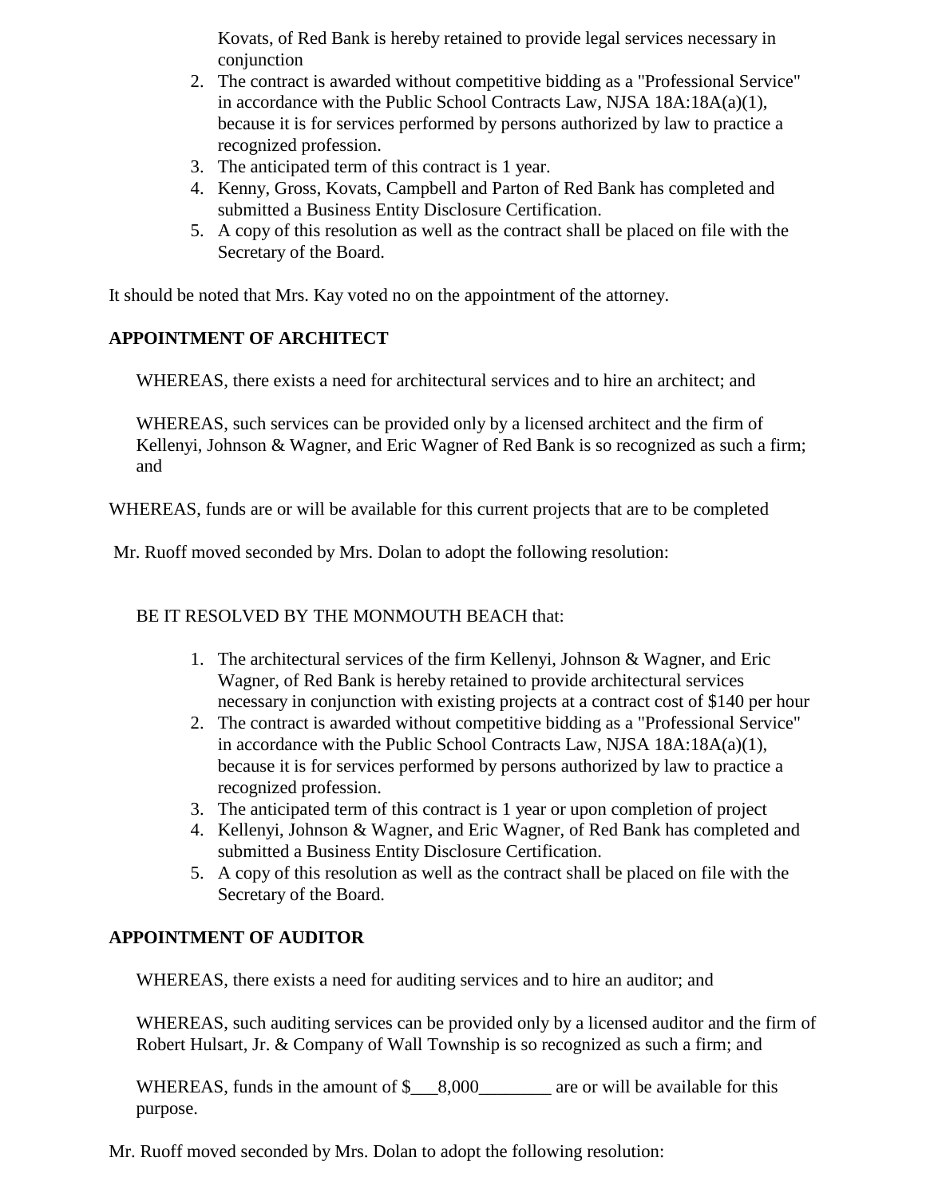Kovats, of Red Bank is hereby retained to provide legal services necessary in conjunction

2. The contract is awarded without competitive bidding as a "Professional Service" in accordance with the Public School Contracts Law, NJSA 18A:18A(a)(1), because it is for services performed by persons authorized by law to practice a recognized profession.
3. The anticipated term of this contract is 1 year.
4. Kenny, Gross, Kovats, Campbell and Parton of Red Bank has completed and submitted a Business Entity Disclosure Certification.
5. A copy of this resolution as well as the contract shall be placed on file with the Secretary of the Board.

It should be noted that Mrs. Kay voted no on the appointment of the attorney.

**APPOINTMENT OF ARCHITECT**

WHEREAS, there exists a need for architectural services and to hire an architect; and

WHEREAS, such services can be provided only by a licensed architect and the firm of Kellenyi, Johnson & Wagner, and Eric Wagner of Red Bank is so recognized as such a firm; and

WHEREAS, funds are or will be available for this current projects that are to be completed

Mr. Ruoff moved seconded by Mrs. Dolan to adopt the following resolution:

BE IT RESOLVED BY THE MONMOUTH BEACH that:

1. The architectural services of the firm Kellenyi, Johnson & Wagner, and Eric Wagner, of Red Bank is hereby retained to provide architectural services necessary in conjunction with existing projects at a contract cost of $140 per hour
2. The contract is awarded without competitive bidding as a "Professional Service" in accordance with the Public School Contracts Law, NJSA 18A:18A(a)(1), because it is for services performed by persons authorized by law to practice a recognized profession.
3. The anticipated term of this contract is 1 year or upon completion of project
4. Kellenyi, Johnson & Wagner, and Eric Wagner, of Red Bank has completed and submitted a Business Entity Disclosure Certification.
5. A copy of this resolution as well as the contract shall be placed on file with the Secretary of the Board.

**APPOINTMENT OF AUDITOR**

WHEREAS, there exists a need for auditing services and to hire an auditor; and

WHEREAS, such auditing services can be provided only by a licensed auditor and the firm of Robert Hulsart, Jr. & Company of Wall Township is so recognized as such a firm; and

WHEREAS, funds in the amount of $___8,000________ are or will be available for this purpose.

Mr. Ruoff moved seconded by Mrs. Dolan to adopt the following resolution: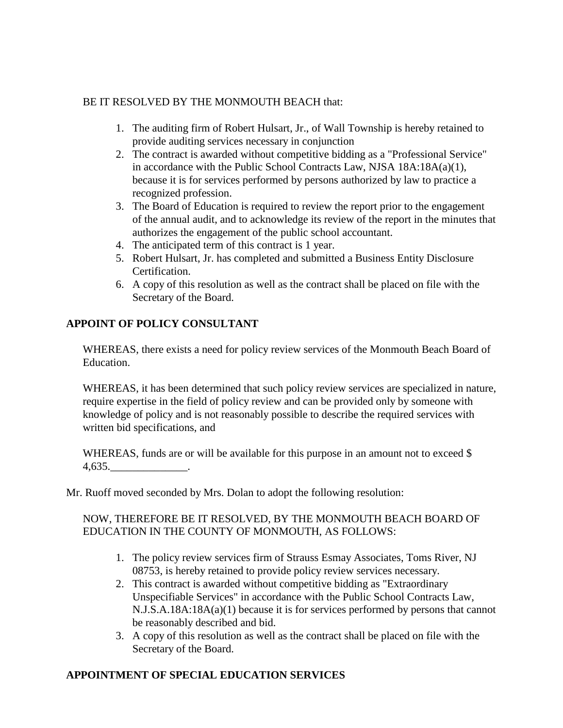BE IT RESOLVED BY THE MONMOUTH BEACH that:

1. The auditing firm of Robert Hulsart, Jr., of Wall Township is hereby retained to provide auditing services necessary in conjunction
2. The contract is awarded without competitive bidding as a "Professional Service" in accordance with the Public School Contracts Law, NJSA 18A:18A(a)(1), because it is for services performed by persons authorized by law to practice a recognized profession.
3. The Board of Education is required to review the report prior to the engagement of the annual audit, and to acknowledge its review of the report in the minutes that authorizes the engagement of the public school accountant.
4. The anticipated term of this contract is 1 year.
5. Robert Hulsart, Jr. has completed and submitted a Business Entity Disclosure Certification.
6. A copy of this resolution as well as the contract shall be placed on file with the Secretary of the Board.

**APPOINT OF POLICY CONSULTANT**

WHEREAS, there exists a need for policy review services of the Monmouth Beach Board of Education.

WHEREAS, it has been determined that such policy review services are specialized in nature, require expertise in the field of policy review and can be provided only by someone with knowledge of policy and is not reasonably possible to describe the required services with written bid specifications, and

WHEREAS, funds are or will be available for this purpose in an amount not to exceed $ 4,635.______________.

Mr. Ruoff moved seconded by Mrs. Dolan to adopt the following resolution:

NOW, THEREFORE BE IT RESOLVED, BY THE MONMOUTH BEACH BOARD OF EDUCATION IN THE COUNTY OF MONMOUTH, AS FOLLOWS:

1. The policy review services firm of Strauss Esmay Associates, Toms River, NJ 08753, is hereby retained to provide policy review services necessary.
2. This contract is awarded without competitive bidding as "Extraordinary Unspecifiable Services" in accordance with the Public School Contracts Law, N.J.S.A.18A:18A(a)(1) because it is for services performed by persons that cannot be reasonably described and bid.
3. A copy of this resolution as well as the contract shall be placed on file with the Secretary of the Board.

**APPOINTMENT OF SPECIAL EDUCATION SERVICES**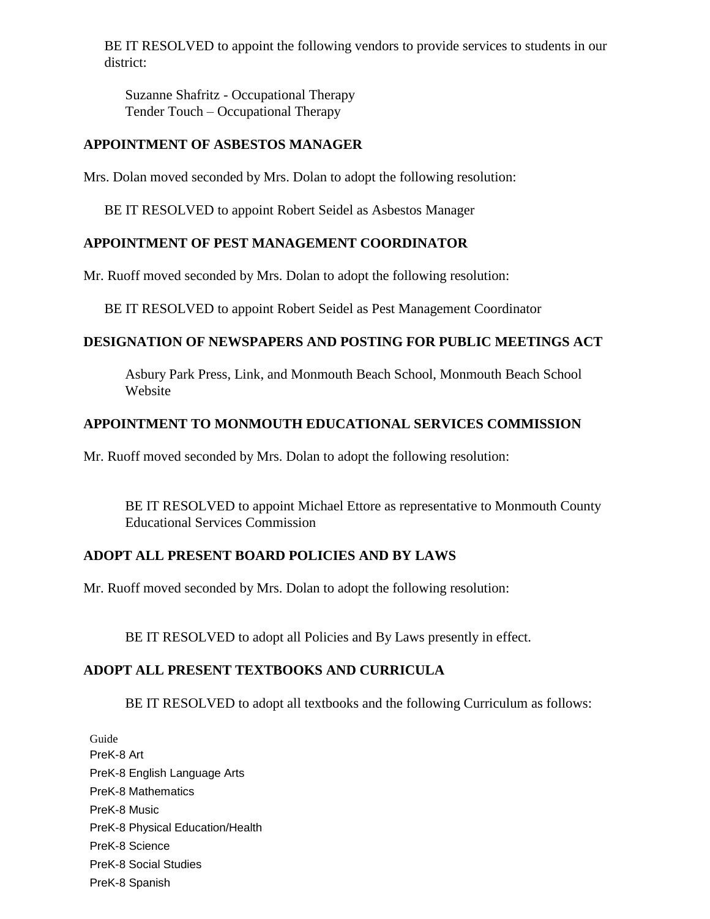BE IT RESOLVED to appoint the following vendors to provide services to students in our district:

Suzanne Shafritz - Occupational Therapy
Tender Touch – Occupational Therapy

**APPOINTMENT OF ASBESTOS MANAGER**

Mrs. Dolan moved seconded by Mrs. Dolan to adopt the following resolution:

BE IT RESOLVED to appoint Robert Seidel as Asbestos Manager

**APPOINTMENT OF PEST MANAGEMENT COORDINATOR**

Mr. Ruoff moved seconded by Mrs. Dolan to adopt the following resolution:

BE IT RESOLVED to appoint Robert Seidel as Pest Management Coordinator

**DESIGNATION OF NEWSPAPERS AND POSTING FOR PUBLIC MEETINGS ACT**

Asbury Park Press, Link, and Monmouth Beach School, Monmouth Beach School Website

**APPOINTMENT TO MONMOUTH EDUCATIONAL SERVICES COMMISSION**

Mr. Ruoff moved seconded by Mrs. Dolan to adopt the following resolution:

BE IT RESOLVED to appoint Michael Ettore as representative to Monmouth County Educational Services Commission

**ADOPT ALL PRESENT BOARD POLICIES AND BY LAWS**

Mr. Ruoff moved seconded by Mrs. Dolan to adopt the following resolution:

BE IT RESOLVED to adopt all Policies and By Laws presently in effect.

**ADOPT ALL PRESENT TEXTBOOKS AND CURRICULA**

BE IT RESOLVED to adopt all textbooks and the following Curriculum as follows:

Guide
PreK-8 Art
PreK-8 English Language Arts
PreK-8 Mathematics
PreK-8 Music
PreK-8 Physical Education/Health
PreK-8 Science
PreK-8 Social Studies
PreK-8 Spanish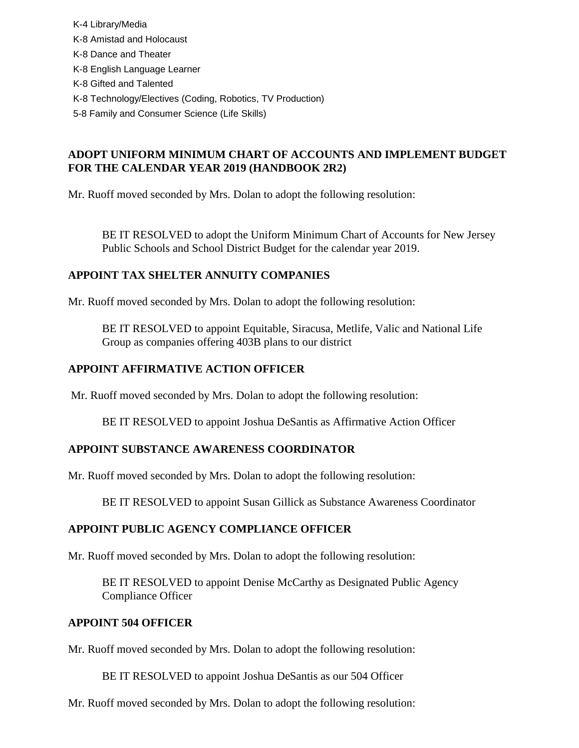- K-4 Library/Media
- K-8 Amistad and Holocaust
- K-8 Dance and Theater
- K-8 English Language Learner
- K-8 Gifted and Talented
- K-8 Technology/Electives (Coding, Robotics, TV Production)
- 5-8 Family and Consumer Science (Life Skills)

**ADOPT UNIFORM MINIMUM CHART OF ACCOUNTS AND IMPLEMENT BUDGET FOR THE CALENDAR YEAR 2019 (HANDBOOK 2R2)**

Mr. Ruoff moved seconded by Mrs. Dolan to adopt the following resolution:

> BE IT RESOLVED to adopt the Uniform Minimum Chart of Accounts for New Jersey Public Schools and School District Budget for the calendar year 2019.

**APPOINT TAX SHELTER ANNUITY COMPANIES**

Mr. Ruoff moved seconded by Mrs. Dolan to adopt the following resolution:

> BE IT RESOLVED to appoint Equitable, Siracusa, Metlife, Valic and National Life Group as companies offering 403B plans to our district

**APPOINT AFFIRMATIVE ACTION OFFICER**

Mr. Ruoff moved seconded by Mrs. Dolan to adopt the following resolution:

> BE IT RESOLVED to appoint Joshua DeSantis as Affirmative Action Officer

**APPOINT SUBSTANCE AWARENESS COORDINATOR**

Mr. Ruoff moved seconded by Mrs. Dolan to adopt the following resolution:

> BE IT RESOLVED to appoint Susan Gillick as Substance Awareness Coordinator

**APPOINT PUBLIC AGENCY COMPLIANCE OFFICER**

Mr. Ruoff moved seconded by Mrs. Dolan to adopt the following resolution:

> BE IT RESOLVED to appoint Denise McCarthy as Designated Public Agency Compliance Officer

**APPOINT 504 OFFICER**

Mr. Ruoff moved seconded by Mrs. Dolan to adopt the following resolution:

> BE IT RESOLVED to appoint Joshua DeSantis as our 504 Officer

Mr. Ruoff moved seconded by Mrs. Dolan to adopt the following resolution: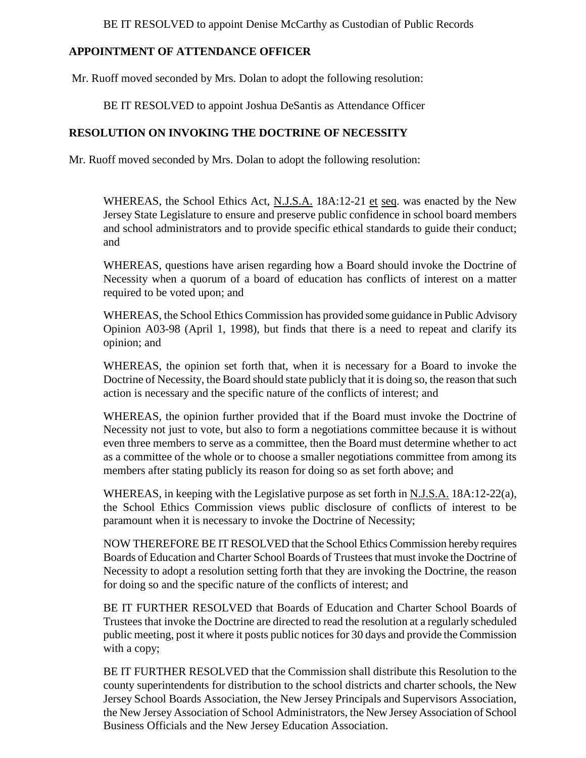BE IT RESOLVED to appoint Denise McCarthy as Custodian of Public Records

**APPOINTMENT OF ATTENDANCE OFFICER**

Mr. Ruoff moved seconded by Mrs. Dolan to adopt the following resolution:

BE IT RESOLVED to appoint Joshua DeSantis as Attendance Officer

**RESOLUTION ON INVOKING THE DOCTRINE OF NECESSITY**

Mr. Ruoff moved seconded by Mrs. Dolan to adopt the following resolution:

WHEREAS, the School Ethics Act, N.J.S.A. 18A:12-21 et seq. was enacted by the New Jersey State Legislature to ensure and preserve public confidence in school board members and school administrators and to provide specific ethical standards to guide their conduct; and

WHEREAS, questions have arisen regarding how a Board should invoke the Doctrine of Necessity when a quorum of a board of education has conflicts of interest on a matter required to be voted upon; and

WHEREAS, the School Ethics Commission has provided some guidance in Public Advisory Opinion A03-98 (April 1, 1998), but finds that there is a need to repeat and clarify its opinion; and

WHEREAS, the opinion set forth that, when it is necessary for a Board to invoke the Doctrine of Necessity, the Board should state publicly that it is doing so, the reason that such action is necessary and the specific nature of the conflicts of interest; and

WHEREAS, the opinion further provided that if the Board must invoke the Doctrine of Necessity not just to vote, but also to form a negotiations committee because it is without even three members to serve as a committee, then the Board must determine whether to act as a committee of the whole or to choose a smaller negotiations committee from among its members after stating publicly its reason for doing so as set forth above; and

WHEREAS, in keeping with the Legislative purpose as set forth in N.J.S.A. 18A:12-22(a), the School Ethics Commission views public disclosure of conflicts of interest to be paramount when it is necessary to invoke the Doctrine of Necessity;

NOW THEREFORE BE IT RESOLVED that the School Ethics Commission hereby requires Boards of Education and Charter School Boards of Trustees that must invoke the Doctrine of Necessity to adopt a resolution setting forth that they are invoking the Doctrine, the reason for doing so and the specific nature of the conflicts of interest; and

BE IT FURTHER RESOLVED that Boards of Education and Charter School Boards of Trustees that invoke the Doctrine are directed to read the resolution at a regularly scheduled public meeting, post it where it posts public notices for 30 days and provide the Commission with a copy;

BE IT FURTHER RESOLVED that the Commission shall distribute this Resolution to the county superintendents for distribution to the school districts and charter schools, the New Jersey School Boards Association, the New Jersey Principals and Supervisors Association, the New Jersey Association of School Administrators, the New Jersey Association of School Business Officials and the New Jersey Education Association.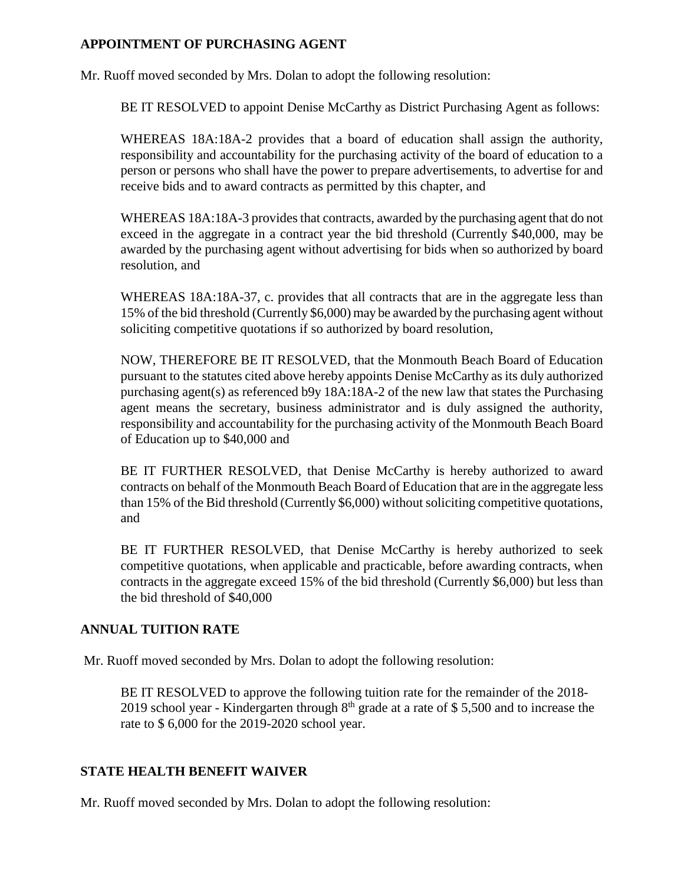### APPOINTMENT OF PURCHASING AGENT

Mr. Ruoff moved seconded by Mrs. Dolan to adopt the following resolution:

BE IT RESOLVED to appoint Denise McCarthy as District Purchasing Agent as follows:

WHEREAS 18A:18A-2 provides that a board of education shall assign the authority, responsibility and accountability for the purchasing activity of the board of education to a person or persons who shall have the power to prepare advertisements, to advertise for and receive bids and to award contracts as permitted by this chapter, and

WHEREAS 18A:18A-3 provides that contracts, awarded by the purchasing agent that do not exceed in the aggregate in a contract year the bid threshold (Currently $40,000, may be awarded by the purchasing agent without advertising for bids when so authorized by board resolution, and

WHEREAS 18A:18A-37, c. provides that all contracts that are in the aggregate less than 15% of the bid threshold (Currently $6,000) may be awarded by the purchasing agent without soliciting competitive quotations if so authorized by board resolution,

NOW, THEREFORE BE IT RESOLVED, that the Monmouth Beach Board of Education pursuant to the statutes cited above hereby appoints Denise McCarthy as its duly authorized purchasing agent(s) as referenced b9y 18A:18A-2 of the new law that states the Purchasing agent means the secretary, business administrator and is duly assigned the authority, responsibility and accountability for the purchasing activity of the Monmouth Beach Board of Education up to $40,000 and

BE IT FURTHER RESOLVED, that Denise McCarthy is hereby authorized to award contracts on behalf of the Monmouth Beach Board of Education that are in the aggregate less than 15% of the Bid threshold (Currently $6,000) without soliciting competitive quotations, and

BE IT FURTHER RESOLVED, that Denise McCarthy is hereby authorized to seek competitive quotations, when applicable and practicable, before awarding contracts, when contracts in the aggregate exceed 15% of the bid threshold (Currently $6,000) but less than the bid threshold of $40,000

### ANNUAL TUITION RATE

Mr. Ruoff moved seconded by Mrs. Dolan to adopt the following resolution:

BE IT RESOLVED to approve the following tuition rate for the remainder of the 2018-2019 school year - Kindergarten through 8th grade at a rate of $ 5,500 and to increase the rate to $ 6,000 for the 2019-2020 school year.

### STATE HEALTH BENEFIT WAIVER

Mr. Ruoff moved seconded by Mrs. Dolan to adopt the following resolution: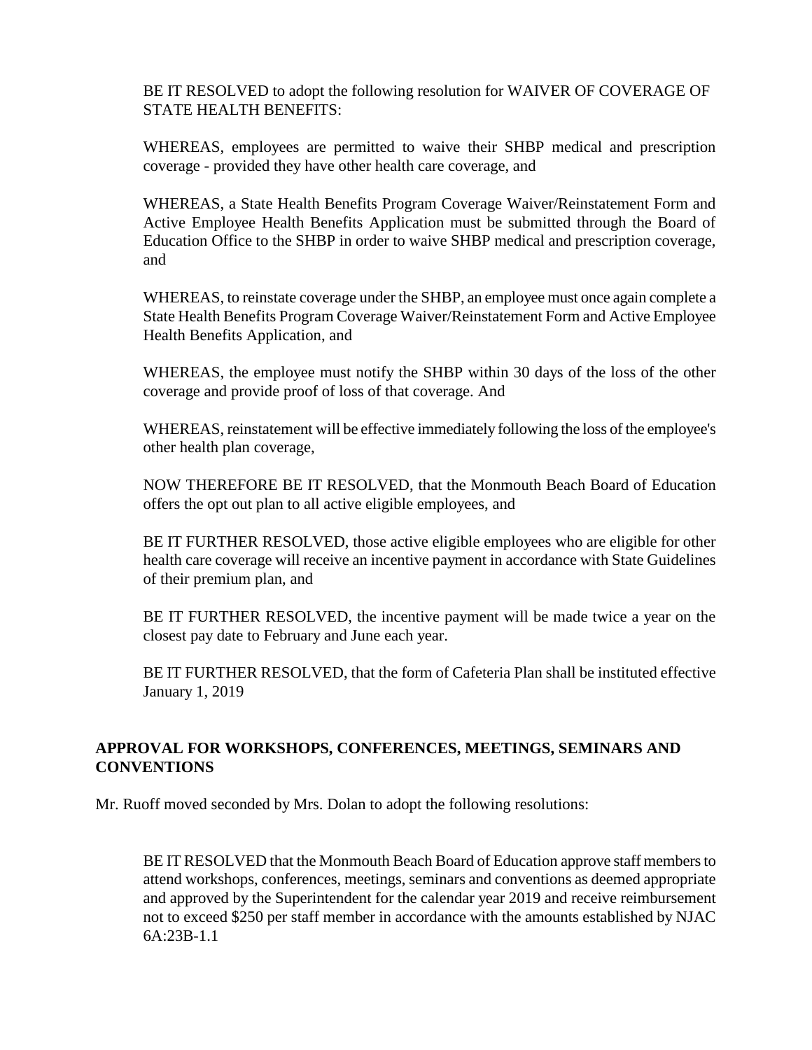BE IT RESOLVED to adopt the following resolution for WAIVER OF COVERAGE OF STATE HEALTH BENEFITS:

WHEREAS, employees are permitted to waive their SHBP medical and prescription coverage - provided they have other health care coverage, and

WHEREAS, a State Health Benefits Program Coverage Waiver/Reinstatement Form and Active Employee Health Benefits Application must be submitted through the Board of Education Office to the SHBP in order to waive SHBP medical and prescription coverage, and

WHEREAS, to reinstate coverage under the SHBP, an employee must once again complete a State Health Benefits Program Coverage Waiver/Reinstatement Form and Active Employee Health Benefits Application, and

WHEREAS, the employee must notify the SHBP within 30 days of the loss of the other coverage and provide proof of loss of that coverage. And

WHEREAS, reinstatement will be effective immediately following the loss of the employee's other health plan coverage,

NOW THEREFORE BE IT RESOLVED, that the Monmouth Beach Board of Education offers the opt out plan to all active eligible employees, and

BE IT FURTHER RESOLVED, those active eligible employees who are eligible for other health care coverage will receive an incentive payment in accordance with State Guidelines of their premium plan, and

BE IT FURTHER RESOLVED, the incentive payment will be made twice a year on the closest pay date to February and June each year.

BE IT FURTHER RESOLVED, that the form of Cafeteria Plan shall be instituted effective January 1, 2019

## APPROVAL FOR WORKSHOPS, CONFERENCES, MEETINGS, SEMINARS AND CONVENTIONS

Mr. Ruoff moved seconded by Mrs. Dolan to adopt the following resolutions:

BE IT RESOLVED that the Monmouth Beach Board of Education approve staff members to attend workshops, conferences, meetings, seminars and conventions as deemed appropriate and approved by the Superintendent for the calendar year 2019 and receive reimbursement not to exceed $250 per staff member in accordance with the amounts established by NJAC 6A:23B-1.1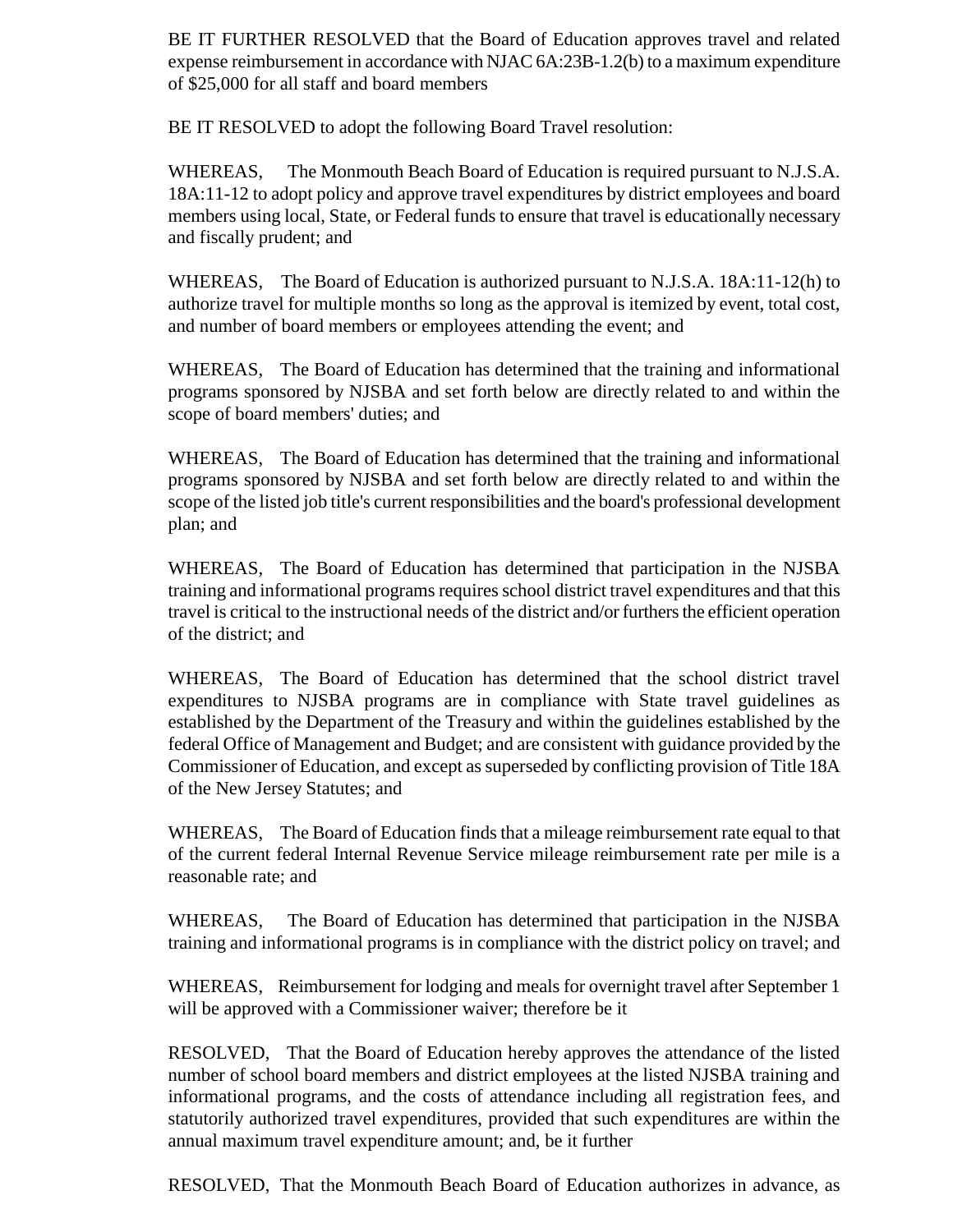BE IT FURTHER RESOLVED that the Board of Education approves travel and related expense reimbursement in accordance with NJAC 6A:23B-1.2(b) to a maximum expenditure of $25,000 for all staff and board members

BE IT RESOLVED to adopt the following Board Travel resolution:

WHEREAS, The Monmouth Beach Board of Education is required pursuant to N.J.S.A. 18A:11-12 to adopt policy and approve travel expenditures by district employees and board members using local, State, or Federal funds to ensure that travel is educationally necessary and fiscally prudent; and

WHEREAS, The Board of Education is authorized pursuant to N.J.S.A. 18A:11-12(h) to authorize travel for multiple months so long as the approval is itemized by event, total cost, and number of board members or employees attending the event; and

WHEREAS, The Board of Education has determined that the training and informational programs sponsored by NJSBA and set forth below are directly related to and within the scope of board members' duties; and

WHEREAS, The Board of Education has determined that the training and informational programs sponsored by NJSBA and set forth below are directly related to and within the scope of the listed job title's current responsibilities and the board's professional development plan; and

WHEREAS, The Board of Education has determined that participation in the NJSBA training and informational programs requires school district travel expenditures and that this travel is critical to the instructional needs of the district and/or furthers the efficient operation of the district; and

WHEREAS, The Board of Education has determined that the school district travel expenditures to NJSBA programs are in compliance with State travel guidelines as established by the Department of the Treasury and within the guidelines established by the federal Office of Management and Budget; and are consistent with guidance provided by the Commissioner of Education, and except as superseded by conflicting provision of Title 18A of the New Jersey Statutes; and

WHEREAS, The Board of Education finds that a mileage reimbursement rate equal to that of the current federal Internal Revenue Service mileage reimbursement rate per mile is a reasonable rate; and

WHEREAS, The Board of Education has determined that participation in the NJSBA training and informational programs is in compliance with the district policy on travel; and

WHEREAS, Reimbursement for lodging and meals for overnight travel after September 1 will be approved with a Commissioner waiver; therefore be it

RESOLVED, That the Board of Education hereby approves the attendance of the listed number of school board members and district employees at the listed NJSBA training and informational programs, and the costs of attendance including all registration fees, and statutorily authorized travel expenditures, provided that such expenditures are within the annual maximum travel expenditure amount; and, be it further

RESOLVED, That the Monmouth Beach Board of Education authorizes in advance, as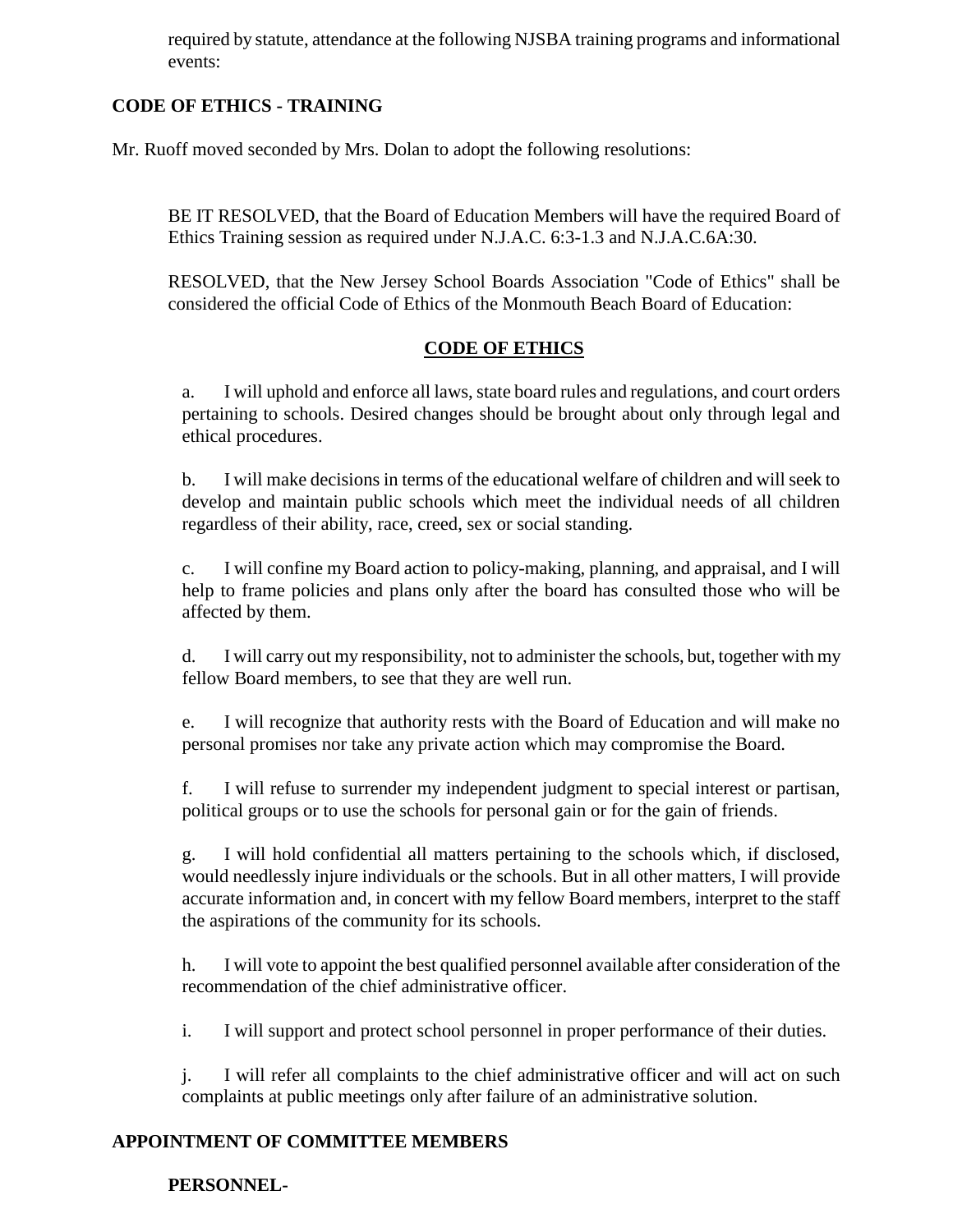required by statute, attendance at the following NJSBA training programs and informational events:

**CODE OF ETHICS - TRAINING**

Mr. Ruoff moved seconded by Mrs. Dolan to adopt the following resolutions:

BE IT RESOLVED, that the Board of Education Members will have the required Board of Ethics Training session as required under N.J.A.C. 6:3-1.3 and N.J.A.C.6A:30.

RESOLVED, that the New Jersey School Boards Association "Code of Ethics" shall be considered the official Code of Ethics of the Monmouth Beach Board of Education:

**CODE OF ETHICS**

a. I will uphold and enforce all laws, state board rules and regulations, and court orders pertaining to schools. Desired changes should be brought about only through legal and ethical procedures.

b. I will make decisions in terms of the educational welfare of children and will seek to develop and maintain public schools which meet the individual needs of all children regardless of their ability, race, creed, sex or social standing.

c. I will confine my Board action to policy-making, planning, and appraisal, and I will help to frame policies and plans only after the board has consulted those who will be affected by them.

d. I will carry out my responsibility, not to administer the schools, but, together with my fellow Board members, to see that they are well run.

e. I will recognize that authority rests with the Board of Education and will make no personal promises nor take any private action which may compromise the Board.

f. I will refuse to surrender my independent judgment to special interest or partisan, political groups or to use the schools for personal gain or for the gain of friends.

g. I will hold confidential all matters pertaining to the schools which, if disclosed, would needlessly injure individuals or the schools. But in all other matters, I will provide accurate information and, in concert with my fellow Board members, interpret to the staff the aspirations of the community for its schools.

h. I will vote to appoint the best qualified personnel available after consideration of the recommendation of the chief administrative officer.

i. I will support and protect school personnel in proper performance of their duties.

j. I will refer all complaints to the chief administrative officer and will act on such complaints at public meetings only after failure of an administrative solution.

**APPOINTMENT OF COMMITTEE MEMBERS**

**PERSONNEL-**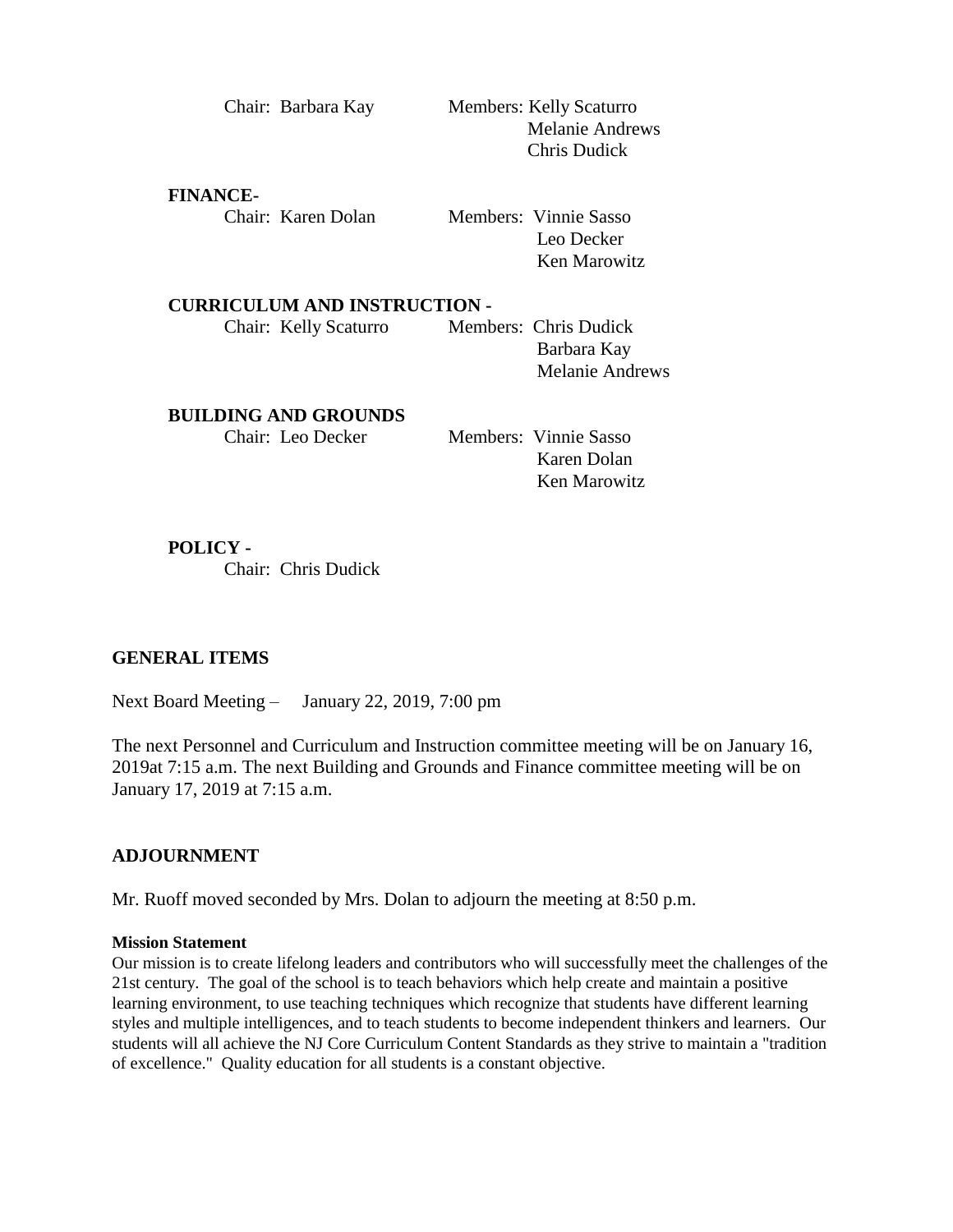Chair: Barbara Kay    Members: Kelly Scaturro
Melanie Andrews
Chris Dudick

**FINANCE-**
Chair: Karen Dolan    Members: Vinnie Sasso
Leo Decker
Ken Marowitz

**CURRICULUM AND INSTRUCTION -**
Chair: Kelly Scaturro    Members: Chris Dudick
Barbara Kay
Melanie Andrews

**BUILDING AND GROUNDS**
Chair: Leo Decker    Members: Vinnie Sasso
Karen Dolan
Ken Marowitz

**POLICY -**
Chair: Chris Dudick

## GENERAL ITEMS

Next Board Meeting – January 22, 2019, 7:00 pm

The next Personnel and Curriculum and Instruction committee meeting will be on January 16, 2019at 7:15 a.m. The next Building and Grounds and Finance committee meeting will be on January 17, 2019 at 7:15 a.m.

## ADJOURNMENT

Mr. Ruoff moved seconded by Mrs. Dolan to adjourn the meeting at 8:50 p.m.

**Mission Statement**
Our mission is to create lifelong leaders and contributors who will successfully meet the challenges of the 21st century. The goal of the school is to teach behaviors which help create and maintain a positive learning environment, to use teaching techniques which recognize that students have different learning styles and multiple intelligences, and to teach students to become independent thinkers and learners. Our students will all achieve the NJ Core Curriculum Content Standards as they strive to maintain a "tradition of excellence." Quality education for all students is a constant objective.